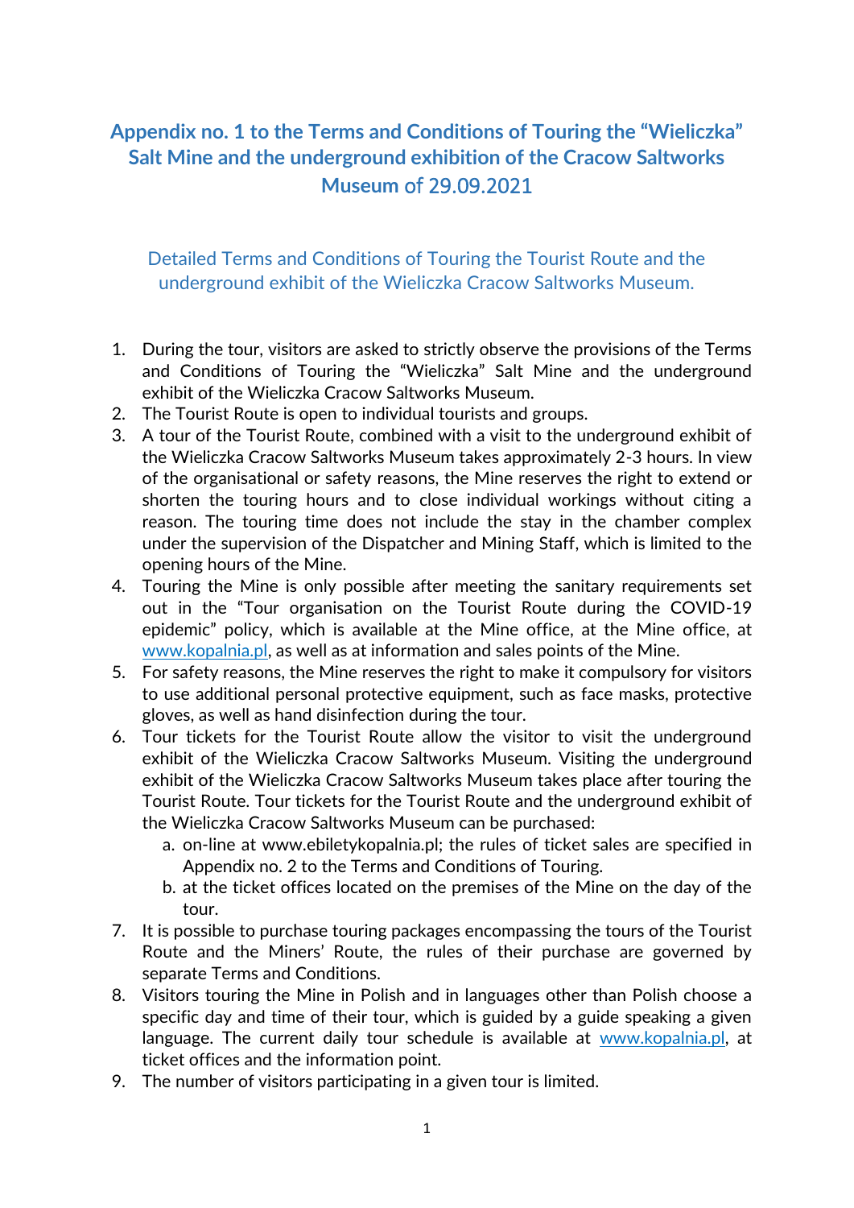# Appendix no. 1 to the Terms and Conditions of Touring the "Wieliczka" Salt Mine and the underground exhibition of the Cracow Saltworks Museum of 29.09.2021

## Detailed Terms and Conditions of Touring the Tourist Route and the underground exhibit of the Wieliczka Cracow Saltworks Museum.

1. During the tour, visitors are asked to strictly observe the provisions of the Terms and Conditions of Touring the "Wieliczka" Salt Mine and the underground exhibit of the Wieliczka Cracow Saltworks Museum.
2. The Tourist Route is open to individual tourists and groups.
3. A tour of the Tourist Route, combined with a visit to the underground exhibit of the Wieliczka Cracow Saltworks Museum takes approximately 2-3 hours. In view of the organisational or safety reasons, the Mine reserves the right to extend or shorten the touring hours and to close individual workings without citing a reason. The touring time does not include the stay in the chamber complex under the supervision of the Dispatcher and Mining Staff, which is limited to the opening hours of the Mine.
4. Touring the Mine is only possible after meeting the sanitary requirements set out in the "Tour organisation on the Tourist Route during the COVID-19 epidemic" policy, which is available at the Mine office, at the Mine office, at www.kopalnia.pl, as well as at information and sales points of the Mine.
5. For safety reasons, the Mine reserves the right to make it compulsory for visitors to use additional personal protective equipment, such as face masks, protective gloves, as well as hand disinfection during the tour.
6. Tour tickets for the Tourist Route allow the visitor to visit the underground exhibit of the Wieliczka Cracow Saltworks Museum. Visiting the underground exhibit of the Wieliczka Cracow Saltworks Museum takes place after touring the Tourist Route. Tour tickets for the Tourist Route and the underground exhibit of the Wieliczka Cracow Saltworks Museum can be purchased:
   a. on-line at www.ebiletykopalnia.pl; the rules of ticket sales are specified in Appendix no. 2 to the Terms and Conditions of Touring.
   b. at the ticket offices located on the premises of the Mine on the day of the tour.
7. It is possible to purchase touring packages encompassing the tours of the Tourist Route and the Miners' Route, the rules of their purchase are governed by separate Terms and Conditions.
8. Visitors touring the Mine in Polish and in languages other than Polish choose a specific day and time of their tour, which is guided by a guide speaking a given language. The current daily tour schedule is available at www.kopalnia.pl, at ticket offices and the information point.
9. The number of visitors participating in a given tour is limited.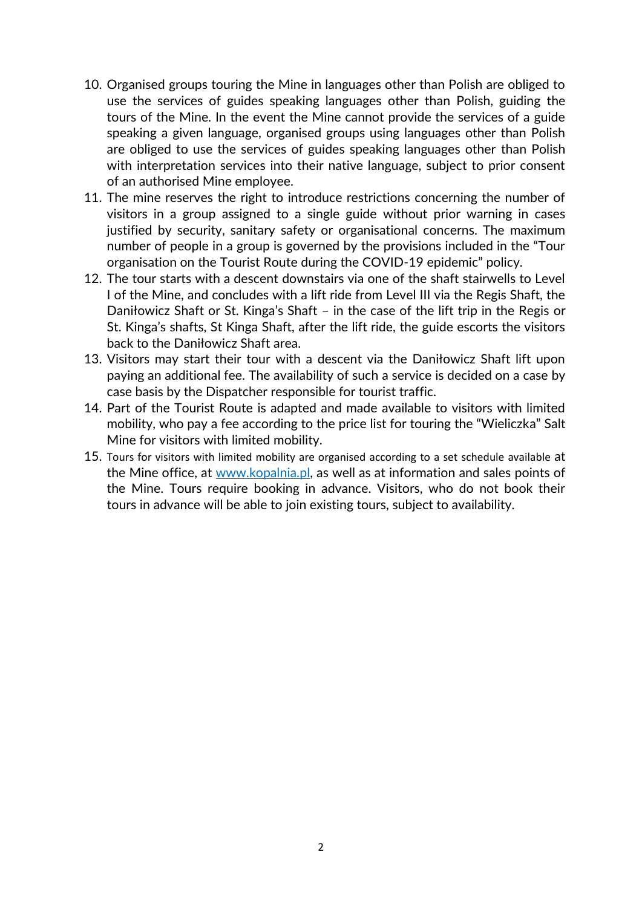10. Organised groups touring the Mine in languages other than Polish are obliged to use the services of guides speaking languages other than Polish, guiding the tours of the Mine. In the event the Mine cannot provide the services of a guide speaking a given language, organised groups using languages other than Polish are obliged to use the services of guides speaking languages other than Polish with interpretation services into their native language, subject to prior consent of an authorised Mine employee.
11. The mine reserves the right to introduce restrictions concerning the number of visitors in a group assigned to a single guide without prior warning in cases justified by security, sanitary safety or organisational concerns. The maximum number of people in a group is governed by the provisions included in the "Tour organisation on the Tourist Route during the COVID-19 epidemic" policy.
12. The tour starts with a descent downstairs via one of the shaft stairwells to Level I of the Mine, and concludes with a lift ride from Level III via the Regis Shaft, the Daniłowicz Shaft or St. Kinga's Shaft – in the case of the lift trip in the Regis or St. Kinga's shafts, St Kinga Shaft, after the lift ride, the guide escorts the visitors back to the Daniłowicz Shaft area.
13. Visitors may start their tour with a descent via the Daniłowicz Shaft lift upon paying an additional fee. The availability of such a service is decided on a case by case basis by the Dispatcher responsible for tourist traffic.
14. Part of the Tourist Route is adapted and made available to visitors with limited mobility, who pay a fee according to the price list for touring the "Wieliczka" Salt Mine for visitors with limited mobility.
15. Tours for visitors with limited mobility are organised according to a set schedule available at the Mine office, at www.kopalnia.pl, as well as at information and sales points of the Mine. Tours require booking in advance. Visitors, who do not book their tours in advance will be able to join existing tours, subject to availability.